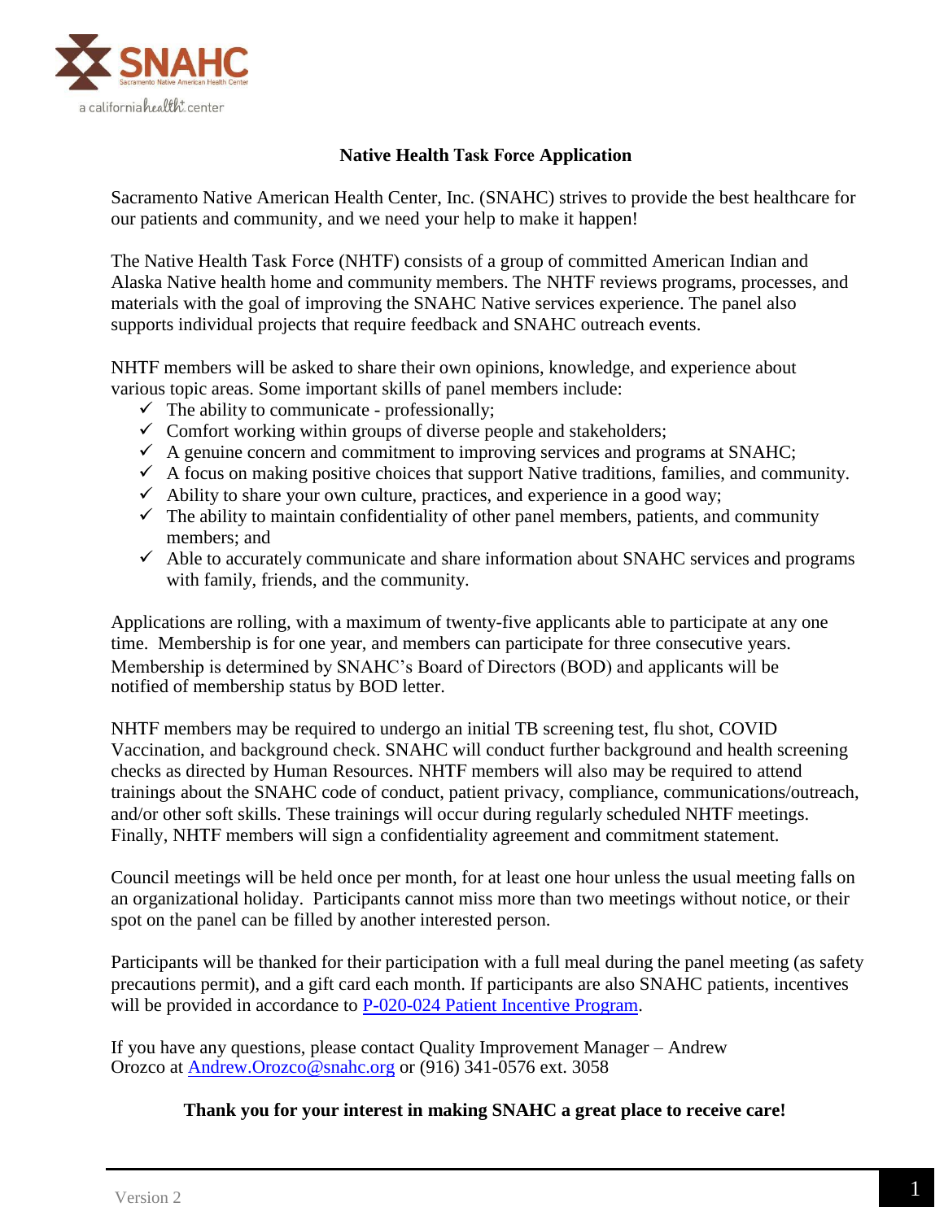SNAHC

Sacramento Native American Health Center

a california health+ center

# Native Health Task Force Application

Sacramento Native American Health Center, Inc. (SNAHC) strives to provide the best healthcare for our patients and community, and we need your help to make it happen!

The Native Health Task Force (NHTF) consists of a group of committed American Indian and Alaska Native health home and community members. The NHTF reviews programs, processes, and materials with the goal of improving the SNAHC Native services experience. The panel also supports individual projects that require feedback and SNAHC outreach events.

NHTF members will be asked to share their own opinions, knowledge, and experience about various topic areas. Some important skills of panel members include:

- ✓ The ability to communicate - professionally;
- ✓ Comfort working within groups of diverse people and stakeholders;
- ✓ A genuine concern and commitment to improving services and programs at SNAHC;
- ✓ A focus on making positive choices that support Native traditions, families, and community.
- ✓ Ability to share your own culture, practices, and experience in a good way;
- ✓ The ability to maintain confidentiality of other panel members, patients, and community members; and
- ✓ Able to accurately communicate and share information about SNAHC services and programs with family, friends, and the community.

Applications are rolling, with a maximum of twenty-five applicants able to participate at any one time. Membership is for one year, and members can participate for three consecutive years. Membership is determined by SNAHC's Board of Directors (BOD) and applicants will be notified of membership status by BOD letter.

NHTF members may be required to undergo an initial TB screening test, flu shot, COVID Vaccination, and background check. SNAHC will conduct further background and health screening checks as directed by Human Resources. NHTF members will also may be required to attend trainings about the SNAHC code of conduct, patient privacy, compliance, communications/outreach, and/or other soft skills. These trainings will occur during regularly scheduled NHTF meetings. Finally, NHTF members will sign a confidentiality agreement and commitment statement.

Council meetings will be held once per month, for at least one hour unless the usual meeting falls on an organizational holiday. Participants cannot miss more than two meetings without notice, or their spot on the panel can be filled by another interested person.

Participants will be thanked for their participation with a full meal during the panel meeting (as safety precautions permit), and a gift card each month. If participants are also SNAHC patients, incentives will be provided in accordance to [P-020-024 Patient Incentive Program](P-020-024 Patient Incentive Program).

If you have any questions, please contact Quality Improvement Manager – Andrew Orozco at [Andrew.Orozco@snahc.org](mailto:Andrew.Orozco@snahc.org) or (916) 341-0576 ext. 3058

**Thank you for your interest in making SNAHC a great place to receive care!**

Version 2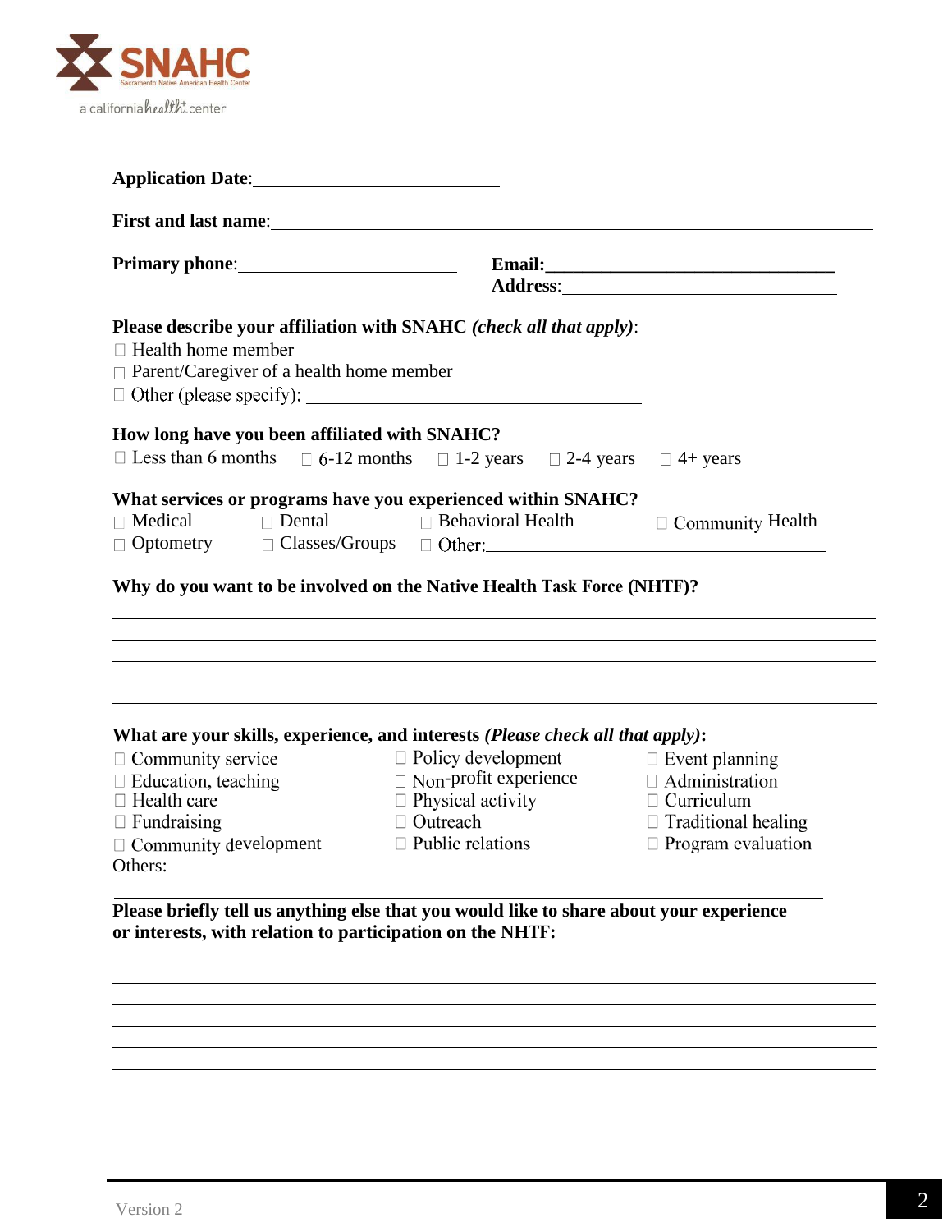**Application Date**:____________________________

**First and last name**:____________________________________________________________________

**Primary phone**:________________________ **Email:**______________________________

**Address**:______________________________

**Please describe your affiliation with SNAHC** ***(check all that apply)***:

- ☐ Health home member
- ☐ Parent/Caregiver of a health home member
- ☐ Other (please specify): ___________________________________

**How long have you been affiliated with SNAHC?**

☐ Less than 6 months ☐ 6-12 months ☐ 1-2 years ☐ 2-4 years ☐ 4+ years

**What services or programs have you experienced within SNAHC?**

☐ Medical ☐ Dental ☐ Behavioral Health ☐ Community Health
☐ Optometry ☐ Classes/Groups ☐ Other:_________________________________

**Why do you want to be involved on the Native Health Task Force (NHTF)?**

_____________________________________________________________________________________

_____________________________________________________________________________________

_____________________________________________________________________________________

_____________________________________________________________________________________

_____________________________________________________________________________________

**What are your skills, experience, and interests** ***(Please check all that apply)*****:**

| | | |
|---|---|---|
| ☐ Community service | ☐ Policy development | ☐ Event planning |
| ☐ Education, teaching | ☐ Non-profit experience | ☐ Administration |
| ☐ Health care | ☐ Physical activity | ☐ Curriculum |
| ☐ Fundraising | ☐ Outreach | ☐ Traditional healing |
| ☐ Community development | ☐ Public relations | ☐ Program evaluation |

Others:

_____________________________________________________________________________________

**Please briefly tell us anything else that you would like to share about your experience or interests, with relation to participation on the NHTF:**

_____________________________________________________________________________________

_____________________________________________________________________________________

_____________________________________________________________________________________

_____________________________________________________________________________________

_____________________________________________________________________________________

Version 2